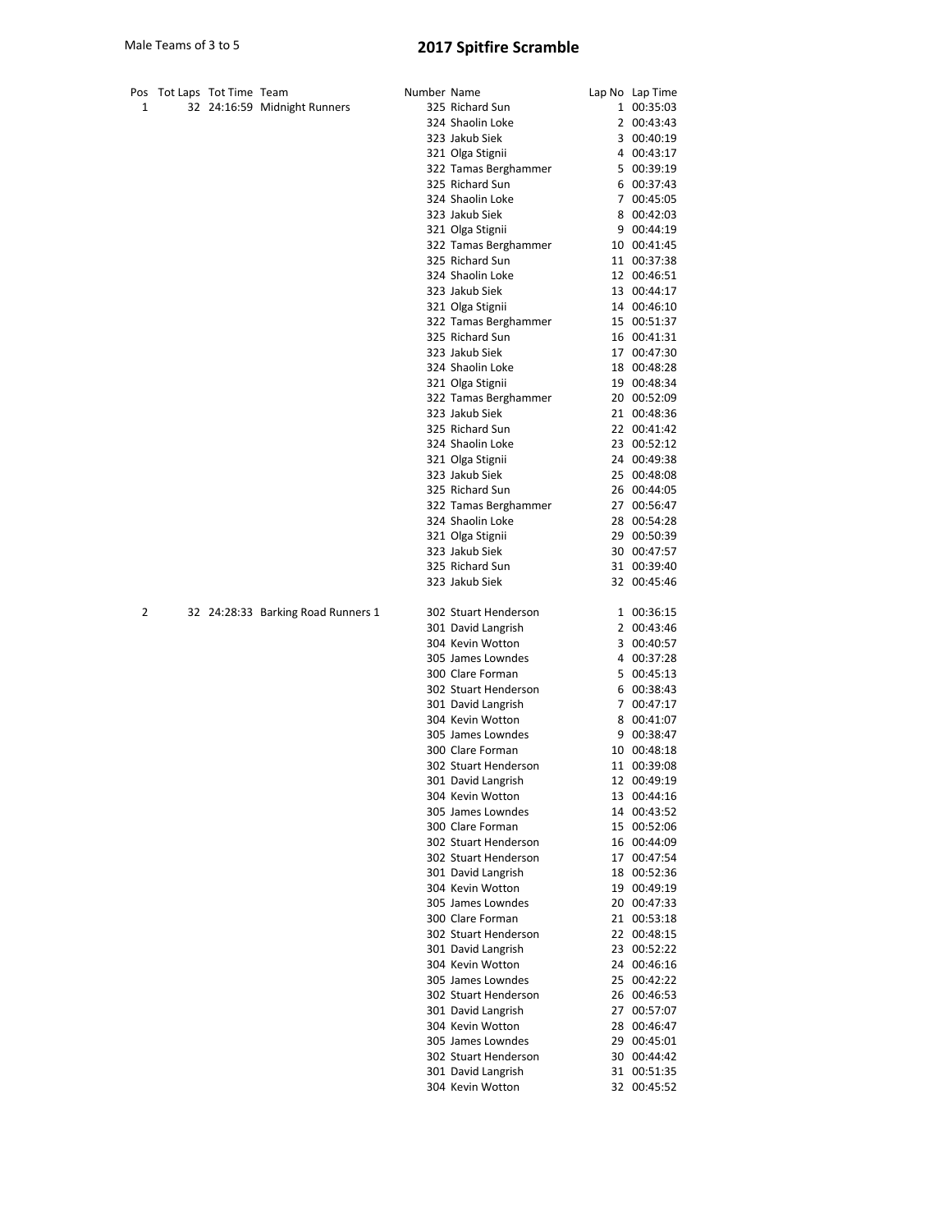Male Teams of 3 to 5

# 2017 Spitfire Scramble

| Pos | Tot Laps | Tot Time | Team | Number | Name | Lap No | Lap Time |
|---|---|---|---|---|---|---|---|
| 1 | 32 | 24:16:59 | Midnight Runners | 325 | Richard Sun | 1 | 00:35:03 |
| | | | | 324 | Shaolin Loke | 2 | 00:43:43 |
| | | | | 323 | Jakub Siek | 3 | 00:40:19 |
| | | | | 321 | Olga Stignii | 4 | 00:43:17 |
| | | | | 322 | Tamas Berghammer | 5 | 00:39:19 |
| | | | | 325 | Richard Sun | 6 | 00:37:43 |
| | | | | 324 | Shaolin Loke | 7 | 00:45:05 |
| | | | | 323 | Jakub Siek | 8 | 00:42:03 |
| | | | | 321 | Olga Stignii | 9 | 00:44:19 |
| | | | | 322 | Tamas Berghammer | 10 | 00:41:45 |
| | | | | 325 | Richard Sun | 11 | 00:37:38 |
| | | | | 324 | Shaolin Loke | 12 | 00:46:51 |
| | | | | 323 | Jakub Siek | 13 | 00:44:17 |
| | | | | 321 | Olga Stignii | 14 | 00:46:10 |
| | | | | 322 | Tamas Berghammer | 15 | 00:51:37 |
| | | | | 325 | Richard Sun | 16 | 00:41:31 |
| | | | | 323 | Jakub Siek | 17 | 00:47:30 |
| | | | | 324 | Shaolin Loke | 18 | 00:48:28 |
| | | | | 321 | Olga Stignii | 19 | 00:48:34 |
| | | | | 322 | Tamas Berghammer | 20 | 00:52:09 |
| | | | | 323 | Jakub Siek | 21 | 00:48:36 |
| | | | | 325 | Richard Sun | 22 | 00:41:42 |
| | | | | 324 | Shaolin Loke | 23 | 00:52:12 |
| | | | | 321 | Olga Stignii | 24 | 00:49:38 |
| | | | | 323 | Jakub Siek | 25 | 00:48:08 |
| | | | | 325 | Richard Sun | 26 | 00:44:05 |
| | | | | 322 | Tamas Berghammer | 27 | 00:56:47 |
| | | | | 324 | Shaolin Loke | 28 | 00:54:28 |
| | | | | 321 | Olga Stignii | 29 | 00:50:39 |
| | | | | 323 | Jakub Siek | 30 | 00:47:57 |
| | | | | 325 | Richard Sun | 31 | 00:39:40 |
| | | | | 323 | Jakub Siek | 32 | 00:45:46 |
| 2 | 32 | 24:28:33 | Barking Road Runners 1 | 302 | Stuart Henderson | 1 | 00:36:15 |
| | | | | 301 | David Langrish | 2 | 00:43:46 |
| | | | | 304 | Kevin Wotton | 3 | 00:40:57 |
| | | | | 305 | James Lowndes | 4 | 00:37:28 |
| | | | | 300 | Clare Forman | 5 | 00:45:13 |
| | | | | 302 | Stuart Henderson | 6 | 00:38:43 |
| | | | | 301 | David Langrish | 7 | 00:47:17 |
| | | | | 304 | Kevin Wotton | 8 | 00:41:07 |
| | | | | 305 | James Lowndes | 9 | 00:38:47 |
| | | | | 300 | Clare Forman | 10 | 00:48:18 |
| | | | | 302 | Stuart Henderson | 11 | 00:39:08 |
| | | | | 301 | David Langrish | 12 | 00:49:19 |
| | | | | 304 | Kevin Wotton | 13 | 00:44:16 |
| | | | | 305 | James Lowndes | 14 | 00:43:52 |
| | | | | 300 | Clare Forman | 15 | 00:52:06 |
| | | | | 302 | Stuart Henderson | 16 | 00:44:09 |
| | | | | 302 | Stuart Henderson | 17 | 00:47:54 |
| | | | | 301 | David Langrish | 18 | 00:52:36 |
| | | | | 304 | Kevin Wotton | 19 | 00:49:19 |
| | | | | 305 | James Lowndes | 20 | 00:47:33 |
| | | | | 300 | Clare Forman | 21 | 00:53:18 |
| | | | | 302 | Stuart Henderson | 22 | 00:48:15 |
| | | | | 301 | David Langrish | 23 | 00:52:22 |
| | | | | 304 | Kevin Wotton | 24 | 00:46:16 |
| | | | | 305 | James Lowndes | 25 | 00:42:22 |
| | | | | 302 | Stuart Henderson | 26 | 00:46:53 |
| | | | | 301 | David Langrish | 27 | 00:57:07 |
| | | | | 304 | Kevin Wotton | 28 | 00:46:47 |
| | | | | 305 | James Lowndes | 29 | 00:45:01 |
| | | | | 302 | Stuart Henderson | 30 | 00:44:42 |
| | | | | 301 | David Langrish | 31 | 00:51:35 |
| | | | | 304 | Kevin Wotton | 32 | 00:45:52 |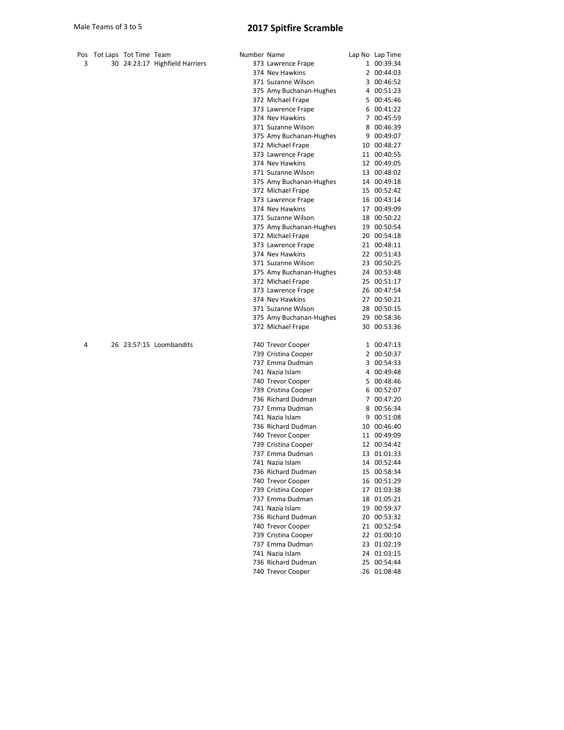Male Teams of 3 to 5

# 2017 Spitfire Scramble

| Pos | Tot Laps | Tot Time | Team | Number | Name | Lap No | Lap Time |
|---|---|---|---|---|---|---|---|
| 3 | 30 | 24:23:17 | Highfield Harriers | 373 | Lawrence Frape | 1 | 00:39:34 |
| | | | | 374 | Nev Hawkins | 2 | 00:44:03 |
| | | | | 371 | Suzanne Wilson | 3 | 00:46:52 |
| | | | | 375 | Amy Buchanan-Hughes | 4 | 00:51:23 |
| | | | | 372 | Michael Frape | 5 | 00:45:46 |
| | | | | 373 | Lawrence Frape | 6 | 00:41:22 |
| | | | | 374 | Nev Hawkins | 7 | 00:45:59 |
| | | | | 371 | Suzanne Wilson | 8 | 00:46:39 |
| | | | | 375 | Amy Buchanan-Hughes | 9 | 00:49:07 |
| | | | | 372 | Michael Frape | 10 | 00:48:27 |
| | | | | 373 | Lawrence Frape | 11 | 00:40:55 |
| | | | | 374 | Nev Hawkins | 12 | 00:49:05 |
| | | | | 371 | Suzanne Wilson | 13 | 00:48:02 |
| | | | | 375 | Amy Buchanan-Hughes | 14 | 00:49:18 |
| | | | | 372 | Michael Frape | 15 | 00:52:42 |
| | | | | 373 | Lawrence Frape | 16 | 00:43:14 |
| | | | | 374 | Nev Hawkins | 17 | 00:49:09 |
| | | | | 371 | Suzanne Wilson | 18 | 00:50:22 |
| | | | | 375 | Amy Buchanan-Hughes | 19 | 00:50:54 |
| | | | | 372 | Michael Frape | 20 | 00:54:18 |
| | | | | 373 | Lawrence Frape | 21 | 00:48:11 |
| | | | | 374 | Nev Hawkins | 22 | 00:51:43 |
| | | | | 371 | Suzanne Wilson | 23 | 00:50:25 |
| | | | | 375 | Amy Buchanan-Hughes | 24 | 00:53:48 |
| | | | | 372 | Michael Frape | 25 | 00:51:17 |
| | | | | 373 | Lawrence Frape | 26 | 00:47:54 |
| | | | | 374 | Nev Hawkins | 27 | 00:50:21 |
| | | | | 371 | Suzanne Wilson | 28 | 00:50:15 |
| | | | | 375 | Amy Buchanan-Hughes | 29 | 00:58:36 |
| | | | | 372 | Michael Frape | 30 | 00:53:36 |
| 4 | 26 | 23:57:15 | Loombandits | 740 | Trevor Cooper | 1 | 00:47:13 |
| | | | | 739 | Cristina Cooper | 2 | 00:50:37 |
| | | | | 737 | Emma Dudman | 3 | 00:54:33 |
| | | | | 741 | Nazia Islam | 4 | 00:49:48 |
| | | | | 740 | Trevor Cooper | 5 | 00:48:46 |
| | | | | 739 | Cristina Cooper | 6 | 00:52:07 |
| | | | | 736 | Richard Dudman | 7 | 00:47:20 |
| | | | | 737 | Emma Dudman | 8 | 00:56:34 |
| | | | | 741 | Nazia Islam | 9 | 00:51:08 |
| | | | | 736 | Richard Dudman | 10 | 00:46:40 |
| | | | | 740 | Trevor Cooper | 11 | 00:49:09 |
| | | | | 739 | Cristina Cooper | 12 | 00:54:42 |
| | | | | 737 | Emma Dudman | 13 | 01:01:33 |
| | | | | 741 | Nazia Islam | 14 | 00:52:44 |
| | | | | 736 | Richard Dudman | 15 | 00:58:34 |
| | | | | 740 | Trevor Cooper | 16 | 00:51:29 |
| | | | | 739 | Cristina Cooper | 17 | 01:03:38 |
| | | | | 737 | Emma Dudman | 18 | 01:05:21 |
| | | | | 741 | Nazia Islam | 19 | 00:59:37 |
| | | | | 736 | Richard Dudman | 20 | 00:53:32 |
| | | | | 740 | Trevor Cooper | 21 | 00:52:54 |
| | | | | 739 | Cristina Cooper | 22 | 01:00:10 |
| | | | | 737 | Emma Dudman | 23 | 01:02:19 |
| | | | | 741 | Nazia Islam | 24 | 01:03:15 |
| | | | | 736 | Richard Dudman | 25 | 00:54:44 |
| | | | | 740 | Trevor Cooper | 26 | 01:08:48 |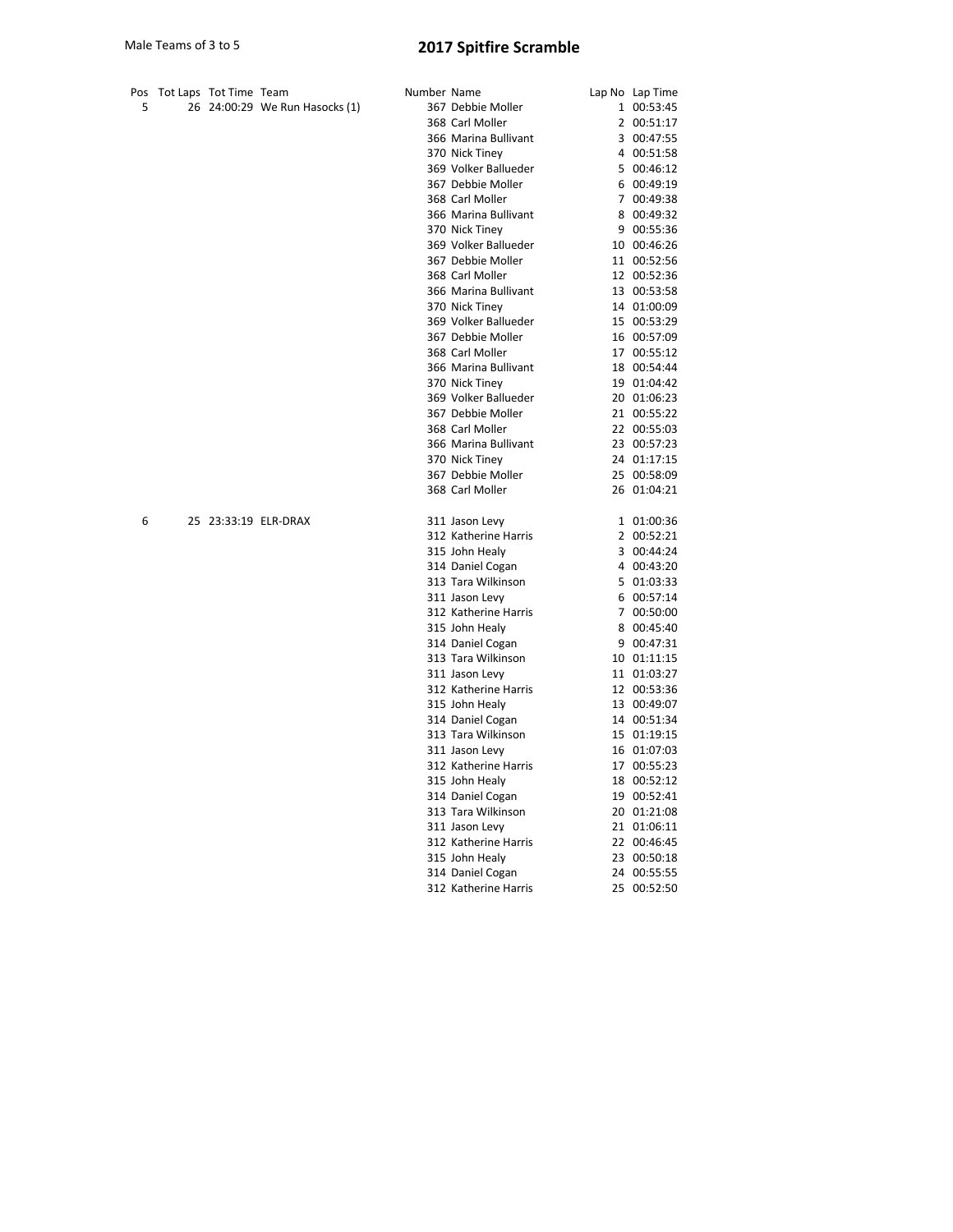Male Teams of 3 to 5

# 2017 Spitfire Scramble

| Pos | Tot Laps | Tot Time | Team | Number | Name | Lap No | Lap Time |
|---|---|---|---|---|---|---|---|
| 5 | 26 | 24:00:29 | We Run Hasocks (1) | 367 | Debbie Moller | 1 | 00:53:45 |
| | | | | 368 | Carl Moller | 2 | 00:51:17 |
| | | | | 366 | Marina Bullivant | 3 | 00:47:55 |
| | | | | 370 | Nick Tiney | 4 | 00:51:58 |
| | | | | 369 | Volker Ballueder | 5 | 00:46:12 |
| | | | | 367 | Debbie Moller | 6 | 00:49:19 |
| | | | | 368 | Carl Moller | 7 | 00:49:38 |
| | | | | 366 | Marina Bullivant | 8 | 00:49:32 |
| | | | | 370 | Nick Tiney | 9 | 00:55:36 |
| | | | | 369 | Volker Ballueder | 10 | 00:46:26 |
| | | | | 367 | Debbie Moller | 11 | 00:52:56 |
| | | | | 368 | Carl Moller | 12 | 00:52:36 |
| | | | | 366 | Marina Bullivant | 13 | 00:53:58 |
| | | | | 370 | Nick Tiney | 14 | 01:00:09 |
| | | | | 369 | Volker Ballueder | 15 | 00:53:29 |
| | | | | 367 | Debbie Moller | 16 | 00:57:09 |
| | | | | 368 | Carl Moller | 17 | 00:55:12 |
| | | | | 366 | Marina Bullivant | 18 | 00:54:44 |
| | | | | 370 | Nick Tiney | 19 | 01:04:42 |
| | | | | 369 | Volker Ballueder | 20 | 01:06:23 |
| | | | | 367 | Debbie Moller | 21 | 00:55:22 |
| | | | | 368 | Carl Moller | 22 | 00:55:03 |
| | | | | 366 | Marina Bullivant | 23 | 00:57:23 |
| | | | | 370 | Nick Tiney | 24 | 01:17:15 |
| | | | | 367 | Debbie Moller | 25 | 00:58:09 |
| | | | | 368 | Carl Moller | 26 | 01:04:21 |
| 6 | 25 | 23:33:19 | ELR-DRAX | 311 | Jason Levy | 1 | 01:00:36 |
| | | | | 312 | Katherine Harris | 2 | 00:52:21 |
| | | | | 315 | John Healy | 3 | 00:44:24 |
| | | | | 314 | Daniel Cogan | 4 | 00:43:20 |
| | | | | 313 | Tara Wilkinson | 5 | 01:03:33 |
| | | | | 311 | Jason Levy | 6 | 00:57:14 |
| | | | | 312 | Katherine Harris | 7 | 00:50:00 |
| | | | | 315 | John Healy | 8 | 00:45:40 |
| | | | | 314 | Daniel Cogan | 9 | 00:47:31 |
| | | | | 313 | Tara Wilkinson | 10 | 01:11:15 |
| | | | | 311 | Jason Levy | 11 | 01:03:27 |
| | | | | 312 | Katherine Harris | 12 | 00:53:36 |
| | | | | 315 | John Healy | 13 | 00:49:07 |
| | | | | 314 | Daniel Cogan | 14 | 00:51:34 |
| | | | | 313 | Tara Wilkinson | 15 | 01:19:15 |
| | | | | 311 | Jason Levy | 16 | 01:07:03 |
| | | | | 312 | Katherine Harris | 17 | 00:55:23 |
| | | | | 315 | John Healy | 18 | 00:52:12 |
| | | | | 314 | Daniel Cogan | 19 | 00:52:41 |
| | | | | 313 | Tara Wilkinson | 20 | 01:21:08 |
| | | | | 311 | Jason Levy | 21 | 01:06:11 |
| | | | | 312 | Katherine Harris | 22 | 00:46:45 |
| | | | | 315 | John Healy | 23 | 00:50:18 |
| | | | | 314 | Daniel Cogan | 24 | 00:55:55 |
| | | | | 312 | Katherine Harris | 25 | 00:52:50 |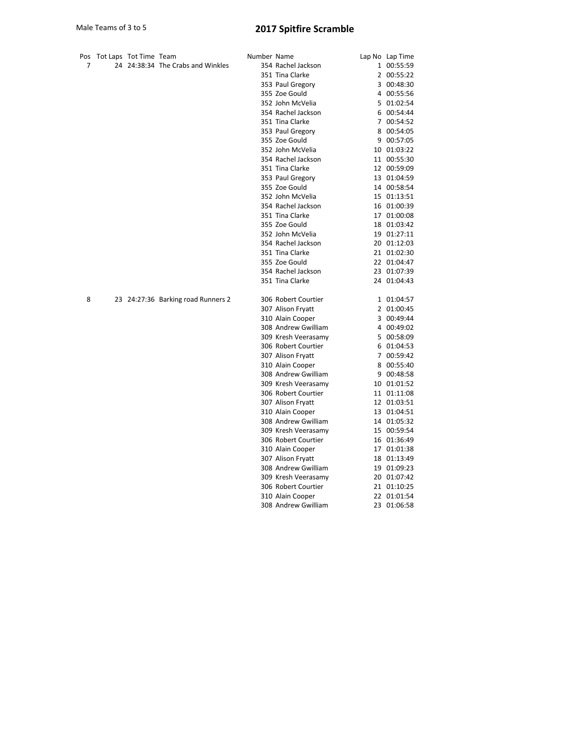Male Teams of 3 to 5

# 2017 Spitfire Scramble

| Pos | Tot Laps | Tot Time | Team | Number | Name | Lap No | Lap Time |
|---|---|---|---|---|---|---|---|
| 7 | 24 | 24:38:34 | The Crabs and Winkles | 354 | Rachel Jackson | 1 | 00:55:59 |
| | | | | 351 | Tina Clarke | 2 | 00:55:22 |
| | | | | 353 | Paul Gregory | 3 | 00:48:30 |
| | | | | 355 | Zoe Gould | 4 | 00:55:56 |
| | | | | 352 | John McVelia | 5 | 01:02:54 |
| | | | | 354 | Rachel Jackson | 6 | 00:54:44 |
| | | | | 351 | Tina Clarke | 7 | 00:54:52 |
| | | | | 353 | Paul Gregory | 8 | 00:54:05 |
| | | | | 355 | Zoe Gould | 9 | 00:57:05 |
| | | | | 352 | John McVelia | 10 | 01:03:22 |
| | | | | 354 | Rachel Jackson | 11 | 00:55:30 |
| | | | | 351 | Tina Clarke | 12 | 00:59:09 |
| | | | | 353 | Paul Gregory | 13 | 01:04:59 |
| | | | | 355 | Zoe Gould | 14 | 00:58:54 |
| | | | | 352 | John McVelia | 15 | 01:13:51 |
| | | | | 354 | Rachel Jackson | 16 | 01:00:39 |
| | | | | 351 | Tina Clarke | 17 | 01:00:08 |
| | | | | 355 | Zoe Gould | 18 | 01:03:42 |
| | | | | 352 | John McVelia | 19 | 01:27:11 |
| | | | | 354 | Rachel Jackson | 20 | 01:12:03 |
| | | | | 351 | Tina Clarke | 21 | 01:02:30 |
| | | | | 355 | Zoe Gould | 22 | 01:04:47 |
| | | | | 354 | Rachel Jackson | 23 | 01:07:39 |
| | | | | 351 | Tina Clarke | 24 | 01:04:43 |
| 8 | 23 | 24:27:36 | Barking road Runners 2 | 306 | Robert Courtier | 1 | 01:04:57 |
| | | | | 307 | Alison Fryatt | 2 | 01:00:45 |
| | | | | 310 | Alain Cooper | 3 | 00:49:44 |
| | | | | 308 | Andrew Gwilliam | 4 | 00:49:02 |
| | | | | 309 | Kresh Veerasamy | 5 | 00:58:09 |
| | | | | 306 | Robert Courtier | 6 | 01:04:53 |
| | | | | 307 | Alison Fryatt | 7 | 00:59:42 |
| | | | | 310 | Alain Cooper | 8 | 00:55:40 |
| | | | | 308 | Andrew Gwilliam | 9 | 00:48:58 |
| | | | | 309 | Kresh Veerasamy | 10 | 01:01:52 |
| | | | | 306 | Robert Courtier | 11 | 01:11:08 |
| | | | | 307 | Alison Fryatt | 12 | 01:03:51 |
| | | | | 310 | Alain Cooper | 13 | 01:04:51 |
| | | | | 308 | Andrew Gwilliam | 14 | 01:05:32 |
| | | | | 309 | Kresh Veerasamy | 15 | 00:59:54 |
| | | | | 306 | Robert Courtier | 16 | 01:36:49 |
| | | | | 310 | Alain Cooper | 17 | 01:01:38 |
| | | | | 307 | Alison Fryatt | 18 | 01:13:49 |
| | | | | 308 | Andrew Gwilliam | 19 | 01:09:23 |
| | | | | 309 | Kresh Veerasamy | 20 | 01:07:42 |
| | | | | 306 | Robert Courtier | 21 | 01:10:25 |
| | | | | 310 | Alain Cooper | 22 | 01:01:54 |
| | | | | 308 | Andrew Gwilliam | 23 | 01:06:58 |